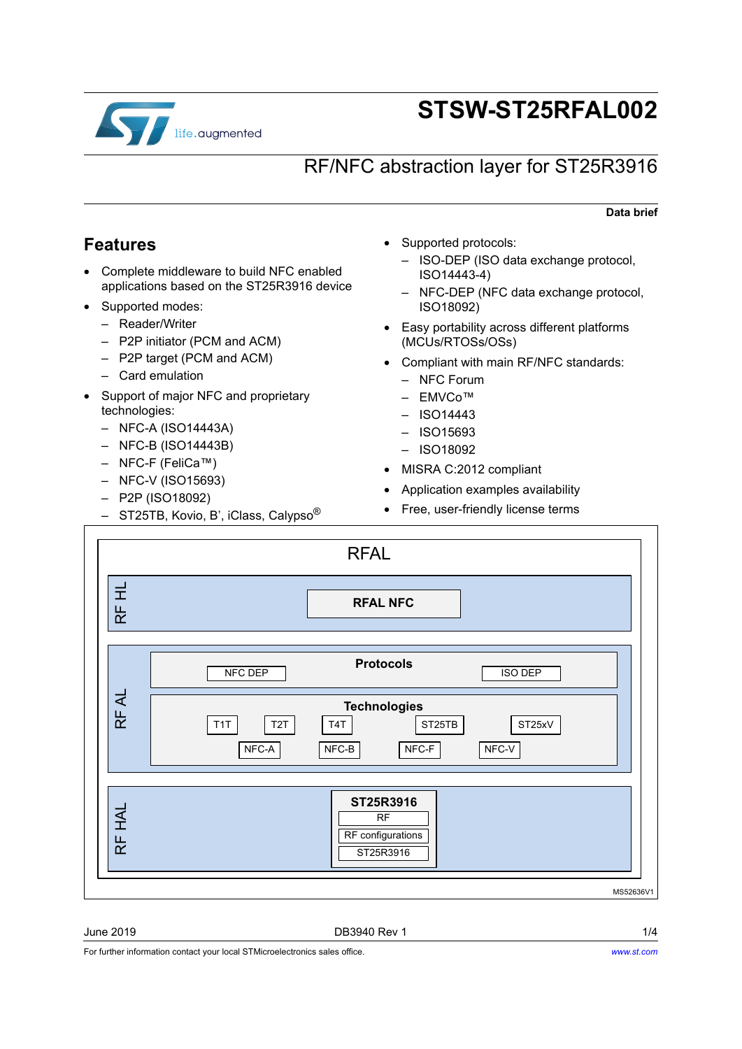# STSW-ST25RFAL002

## RF/NFC abstraction layer for ST25R3916

**Data brief**

## Features

- Complete middleware to build NFC enabled applications based on the ST25R3916 device
- Supported modes:
  - Reader/Writer
  - P2P initiator (PCM and ACM)
  - P2P target (PCM and ACM)
  - Card emulation
- Support of major NFC and proprietary technologies:
  - NFC-A (ISO14443A)
  - NFC-B (ISO14443B)
  - NFC-F (FeliCa™)
  - NFC-V (ISO15693)
  - P2P (ISO18092)
  - ST25TB, Kovio, B', iClass, Calypso®
- Supported protocols:
  - ISO-DEP (ISO data exchange protocol, ISO14443-4)
  - NFC-DEP (NFC data exchange protocol, ISO18092)
- Easy portability across different platforms (MCUs/RTOSs/OSs)
- Compliant with main RF/NFC standards:
  - NFC Forum
  - EMVCo™
  - ISO14443
  - ISO15693
  - ISO18092
- MISRA C:2012 compliant
- Application examples availability
- Free, user-friendly license terms

RFAL

RF HL

RFAL NFC

RF AL

Protocols

NFC DEP

ISO DEP

Technologies

T1T

T2T

T4T

ST25TB

ST25xV

NFC-A

NFC-B

NFC-F

NFC-V

RF HAL

ST25R3916

RF

RF configurations

ST25R3916

MS52636V1

June 2019 DB3940 Rev 1

For further information contact your local STMicroelectronics sales office. www.st.com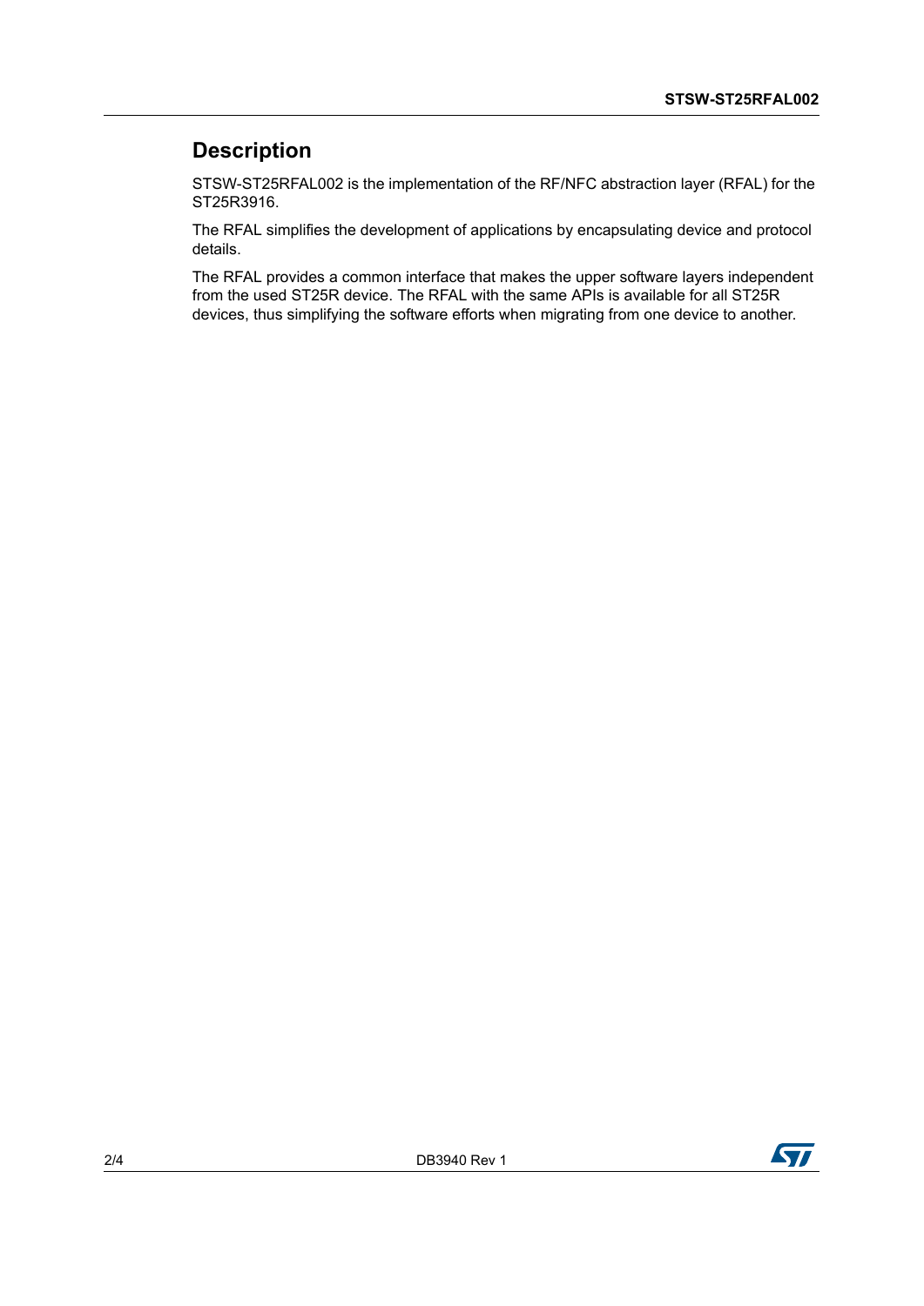# Description

STSW-ST25RFAL002 is the implementation of the RF/NFC abstraction layer (RFAL) for the ST25R3916.

The RFAL simplifies the development of applications by encapsulating device and protocol details.

The RFAL provides a common interface that makes the upper software layers independent from the used ST25R device. The RFAL with the same APIs is available for all ST25R devices, thus simplifying the software efforts when migrating from one device to another.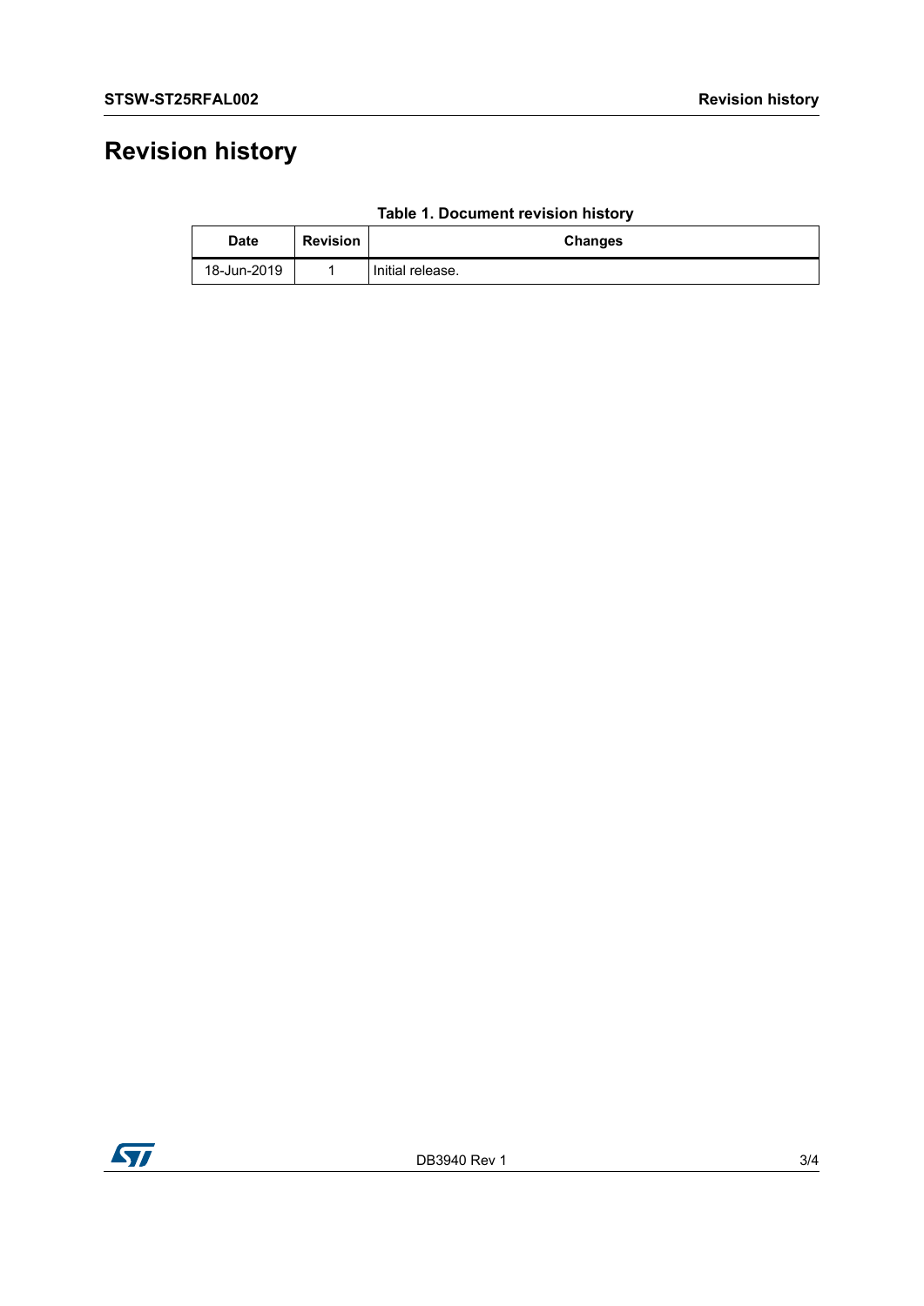# Revision history

**Table 1. Document revision history**

| Date | Revision | Changes |
| --- | --- | --- |
| 18-Jun-2019 | 1 | Initial release. |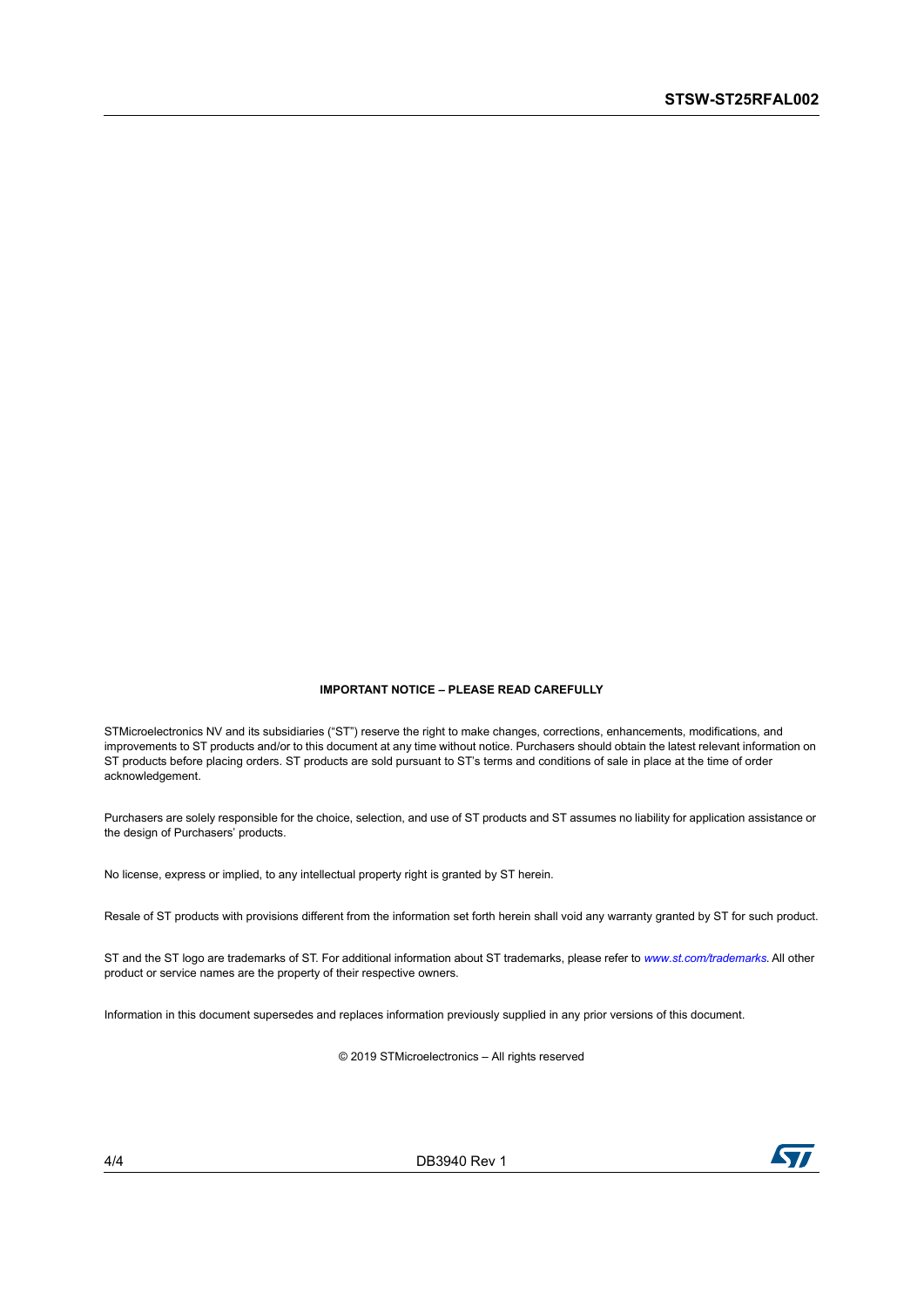**IMPORTANT NOTICE – PLEASE READ CAREFULLY**

STMicroelectronics NV and its subsidiaries (“ST”) reserve the right to make changes, corrections, enhancements, modifications, and improvements to ST products and/or to this document at any time without notice. Purchasers should obtain the latest relevant information on ST products before placing orders. ST products are sold pursuant to ST’s terms and conditions of sale in place at the time of order acknowledgement.

Purchasers are solely responsible for the choice, selection, and use of ST products and ST assumes no liability for application assistance or the design of Purchasers’ products.

No license, express or implied, to any intellectual property right is granted by ST herein.

Resale of ST products with provisions different from the information set forth herein shall void any warranty granted by ST for such product.

ST and the ST logo are trademarks of ST. For additional information about ST trademarks, please refer to *www.st.com/trademarks*. All other product or service names are the property of their respective owners.

Information in this document supersedes and replaces information previously supplied in any prior versions of this document.

© 2019 STMicroelectronics – All rights reserved